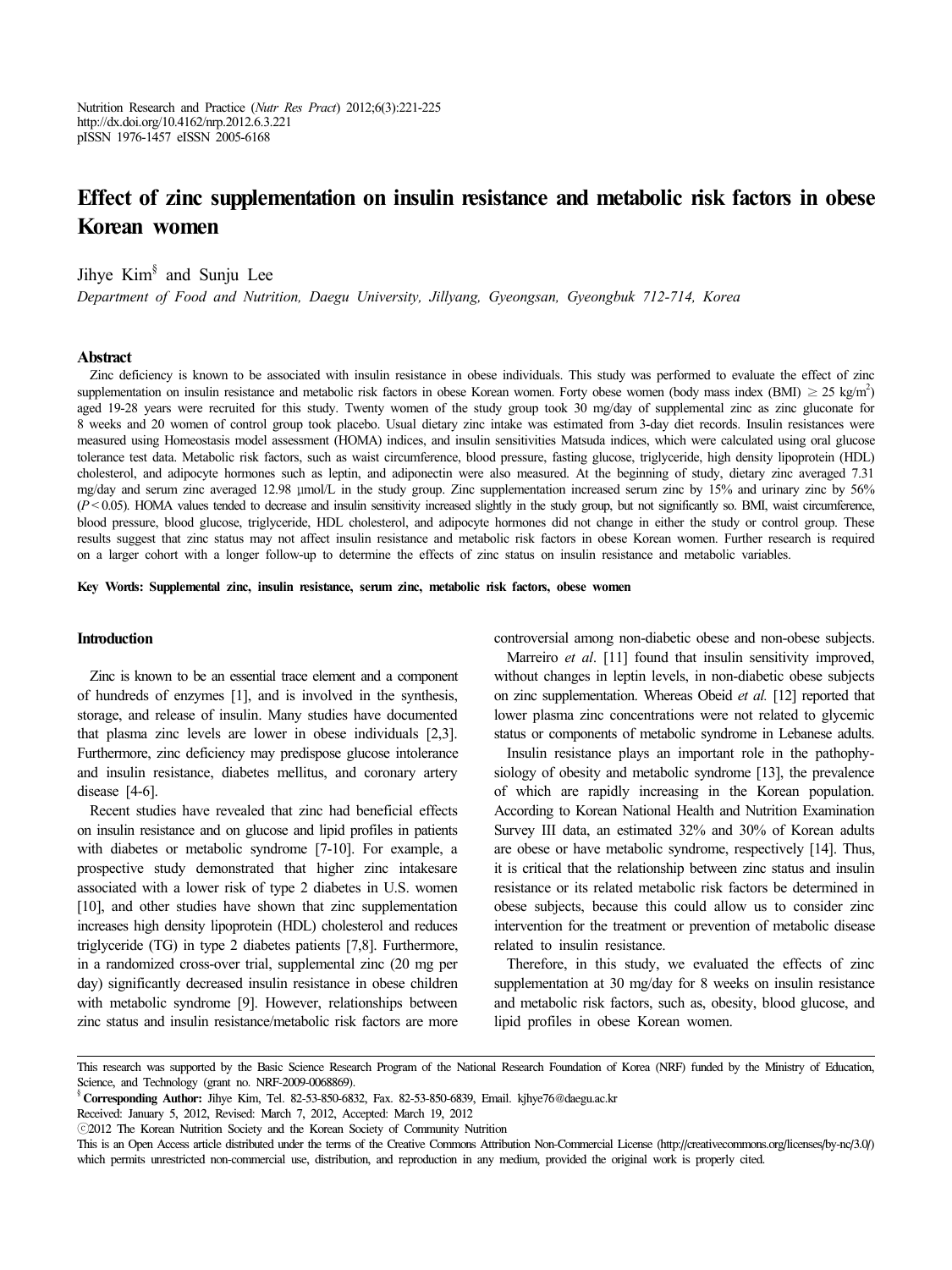# Effect of zinc supplementation on insulin resistance and metabolic risk factors in obese Korean women

Jihye Kim[§] and Sunju Lee

*Department of Food and Nutrition, Daegu University, Jillyang, Gyeongsan, Gyeongbuk 712-714, Korea*

## Abstract

Zinc deficiency is known to be associated with insulin resistance in obese individuals. This study was performed to evaluate the effect of zinc supplementation on insulin resistance and metabolic risk factors in obese Korean women. Forty obese women (body mass index (BMI) $\geq$ 25 kg/m$^2$) aged 19-28 years were recruited for this study. Twenty women of the study group took 30 mg/day of supplemental zinc as zinc gluconate for 8 weeks and 20 women of control group took placebo. Usual dietary zinc intake was estimated from 3-day diet records. Insulin resistances were measured using Homeostasis model assessment (HOMA) indices, and insulin sensitivities Matsuda indices, which were calculated using oral glucose tolerance test data. Metabolic risk factors, such as waist circumference, blood pressure, fasting glucose, triglyceride, high density lipoprotein (HDL) cholesterol, and adipocyte hormones such as leptin, and adiponectin were also measured. At the beginning of study, dietary zinc averaged 7.31 mg/day and serum zinc averaged 12.98 μmol/L in the study group. Zinc supplementation increased serum zinc by 15% and urinary zinc by 56% ($P$ < 0.05). HOMA values tended to decrease and insulin sensitivity increased slightly in the study group, but not significantly so. BMI, waist circumference, blood pressure, blood glucose, triglyceride, HDL cholesterol, and adipocyte hormones did not change in either the study or control group. These results suggest that zinc status may not affect insulin resistance and metabolic risk factors in obese Korean women. Further research is required on a larger cohort with a longer follow-up to determine the effects of zinc status on insulin resistance and metabolic variables.

**Key Words: Supplemental zinc, insulin resistance, serum zinc, metabolic risk factors, obese women**

## Introduction

Zinc is known to be an essential trace element and a component of hundreds of enzymes [1], and is involved in the synthesis, storage, and release of insulin. Many studies have documented that plasma zinc levels are lower in obese individuals [2,3]. Furthermore, zinc deficiency may predispose glucose intolerance and insulin resistance, diabetes mellitus, and coronary artery disease [4-6].

Recent studies have revealed that zinc had beneficial effects on insulin resistance and on glucose and lipid profiles in patients with diabetes or metabolic syndrome [7-10]. For example, a prospective study demonstrated that higher zinc intakesare associated with a lower risk of type 2 diabetes in U.S. women [10], and other studies have shown that zinc supplementation increases high density lipoprotein (HDL) cholesterol and reduces triglyceride (TG) in type 2 diabetes patients [7,8]. Furthermore, in a randomized cross-over trial, supplemental zinc (20 mg per day) significantly decreased insulin resistance in obese children with metabolic syndrome [9]. However, relationships between zinc status and insulin resistance/metabolic risk factors are more controversial among non-diabetic obese and non-obese subjects.

Marreiro *et al*. [11] found that insulin sensitivity improved, without changes in leptin levels, in non-diabetic obese subjects on zinc supplementation. Whereas Obeid *et al.* [12] reported that lower plasma zinc concentrations were not related to glycemic status or components of metabolic syndrome in Lebanese adults.

Insulin resistance plays an important role in the pathophysiology of obesity and metabolic syndrome [13], the prevalence of which are rapidly increasing in the Korean population. According to Korean National Health and Nutrition Examination Survey III data, an estimated 32% and 30% of Korean adults are obese or have metabolic syndrome, respectively [14]. Thus, it is critical that the relationship between zinc status and insulin resistance or its related metabolic risk factors be determined in obese subjects, because this could allow us to consider zinc intervention for the treatment or prevention of metabolic disease related to insulin resistance.

Therefore, in this study, we evaluated the effects of zinc supplementation at 30 mg/day for 8 weeks on insulin resistance and metabolic risk factors, such as, obesity, blood glucose, and lipid profiles in obese Korean women.

---

This research was supported by the Basic Science Research Program of the National Research Foundation of Korea (NRF) funded by the Ministry of Education, Science, and Technology (grant no. NRF-2009-0068869).

[§] **Corresponding Author:** Jihye Kim, Tel. 82-53-850-6832, Fax. 82-53-850-6839, Email. kjhye76@daegu.ac.kr

Received: January 5, 2012, Revised: March 7, 2012, Accepted: March 19, 2012

ⓒ2012 The Korean Nutrition Society and the Korean Society of Community Nutrition

This is an Open Access article distributed under the terms of the Creative Commons Attribution Non-Commercial License (http://creativecommons.org/licenses/by-nc/3.0/) which permits unrestricted non-commercial use, distribution, and reproduction in any medium, provided the original work is properly cited.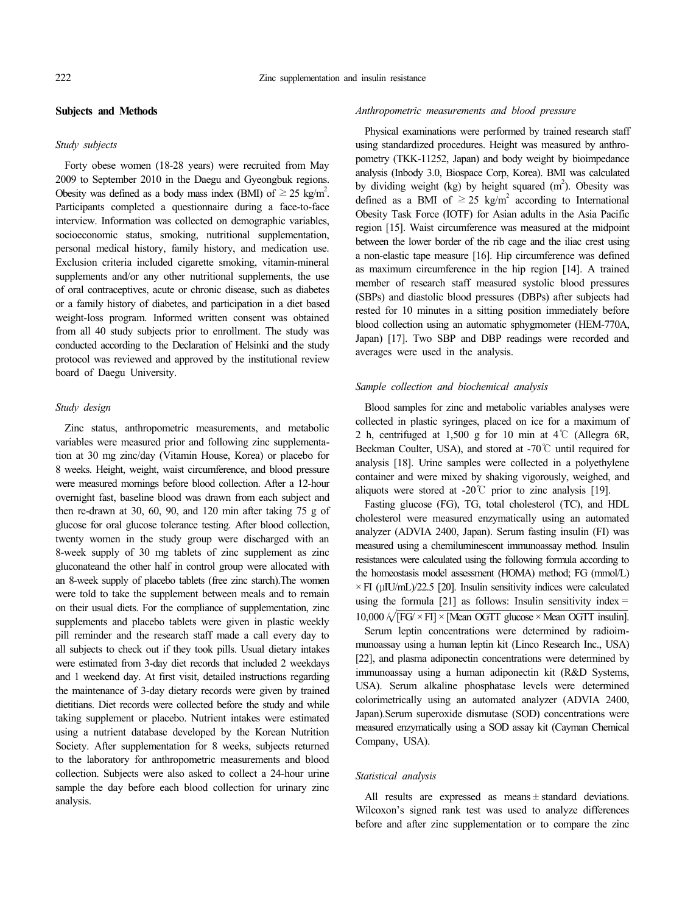## Subjects and Methods

### *Study subjects*

Forty obese women (18-28 years) were recruited from May 2009 to September 2010 in the Daegu and Gyeongbuk regions. Obesity was defined as a body mass index (BMI) of $\geq 25$ kg/m$^2$. Participants completed a questionnaire during a face-to-face interview. Information was collected on demographic variables, socioeconomic status, smoking, nutritional supplementation, personal medical history, family history, and medication use. Exclusion criteria included cigarette smoking, vitamin-mineral supplements and/or any other nutritional supplements, the use of oral contraceptives, acute or chronic disease, such as diabetes or a family history of diabetes, and participation in a diet based weight-loss program. Informed written consent was obtained from all 40 study subjects prior to enrollment. The study was conducted according to the Declaration of Helsinki and the study protocol was reviewed and approved by the institutional review board of Daegu University.

### *Study design*

Zinc status, anthropometric measurements, and metabolic variables were measured prior and following zinc supplementation at 30 mg zinc/day (Vitamin House, Korea) or placebo for 8 weeks. Height, weight, waist circumference, and blood pressure were measured mornings before blood collection. After a 12-hour overnight fast, baseline blood was drawn from each subject and then re-drawn at 30, 60, 90, and 120 min after taking 75 g of glucose for oral glucose tolerance testing. After blood collection, twenty women in the study group were discharged with an 8-week supply of 30 mg tablets of zinc supplement as zinc gluconateand the other half in control group were allocated with an 8-week supply of placebo tablets (free zinc starch).The women were told to take the supplement between meals and to remain on their usual diets. For the compliance of supplementation, zinc supplements and placebo tablets were given in plastic weekly pill reminder and the research staff made a call every day to all subjects to check out if they took pills. Usual dietary intakes were estimated from 3-day diet records that included 2 weekdays and 1 weekend day. At first visit, detailed instructions regarding the maintenance of 3-day dietary records were given by trained dietitians. Diet records were collected before the study and while taking supplement or placebo. Nutrient intakes were estimated using a nutrient database developed by the Korean Nutrition Society. After supplementation for 8 weeks, subjects returned to the laboratory for anthropometric measurements and blood collection. Subjects were also asked to collect a 24-hour urine sample the day before each blood collection for urinary zinc analysis.

### *Anthropometric measurements and blood pressure*

Physical examinations were performed by trained research staff using standardized procedures. Height was measured by anthropometry (TKK-11252, Japan) and body weight by bioimpedance analysis (Inbody 3.0, Biospace Corp, Korea). BMI was calculated by dividing weight (kg) by height squared (m$^2$). Obesity was defined as a BMI of $\geq 25$ kg/m$^2$ according to International Obesity Task Force (IOTF) for Asian adults in the Asia Pacific region [15]. Waist circumference was measured at the midpoint between the lower border of the rib cage and the iliac crest using a non-elastic tape measure [16]. Hip circumference was defined as maximum circumference in the hip region [14]. A trained member of research staff measured systolic blood pressures (SBPs) and diastolic blood pressures (DBPs) after subjects had rested for 10 minutes in a sitting position immediately before blood collection using an automatic sphygmometer (HEM-770A, Japan) [17]. Two SBP and DBP readings were recorded and averages were used in the analysis.

### *Sample collection and biochemical analysis*

Blood samples for zinc and metabolic variables analyses were collected in plastic syringes, placed on ice for a maximum of 2 h, centrifuged at 1,500 g for 10 min at 4℃ (Allegra 6R, Beckman Coulter, USA), and stored at -70℃ until required for analysis [18]. Urine samples were collected in a polyethylene container and were mixed by shaking vigorously, weighed, and aliquots were stored at -20℃ prior to zinc analysis [19].

Fasting glucose (FG), TG, total cholesterol (TC), and HDL cholesterol were measured enzymatically using an automated analyzer (ADVIA 2400, Japan). Serum fasting insulin (FI) was measured using a chemiluminescent immunoassay method. Insulin resistances were calculated using the following formula according to the homeostasis model assessment (HOMA) method; FG (mmol/L) × FI (μIU/mL)/22.5 [20]. Insulin sensitivity indices were calculated using the formula [21] as follows: Insulin sensitivity index = $10{,}000/\sqrt{[FG \times FI] \times [\text{Mean OGTT glucose} \times \text{Mean OGTT insulin}]}$.

Serum leptin concentrations were determined by radioimmunoassay using a human leptin kit (Linco Research Inc., USA) [22], and plasma adiponectin concentrations were determined by immunoassay using a human adiponectin kit (R&D Systems, USA). Serum alkaline phosphatase levels were determined colorimetrically using an automated analyzer (ADVIA 2400, Japan).Serum superoxide dismutase (SOD) concentrations were measured enzymatically using a SOD assay kit (Cayman Chemical Company, USA).

### *Statistical analysis*

All results are expressed as means ± standard deviations. Wilcoxon's signed rank test was used to analyze differences before and after zinc supplementation or to compare the zinc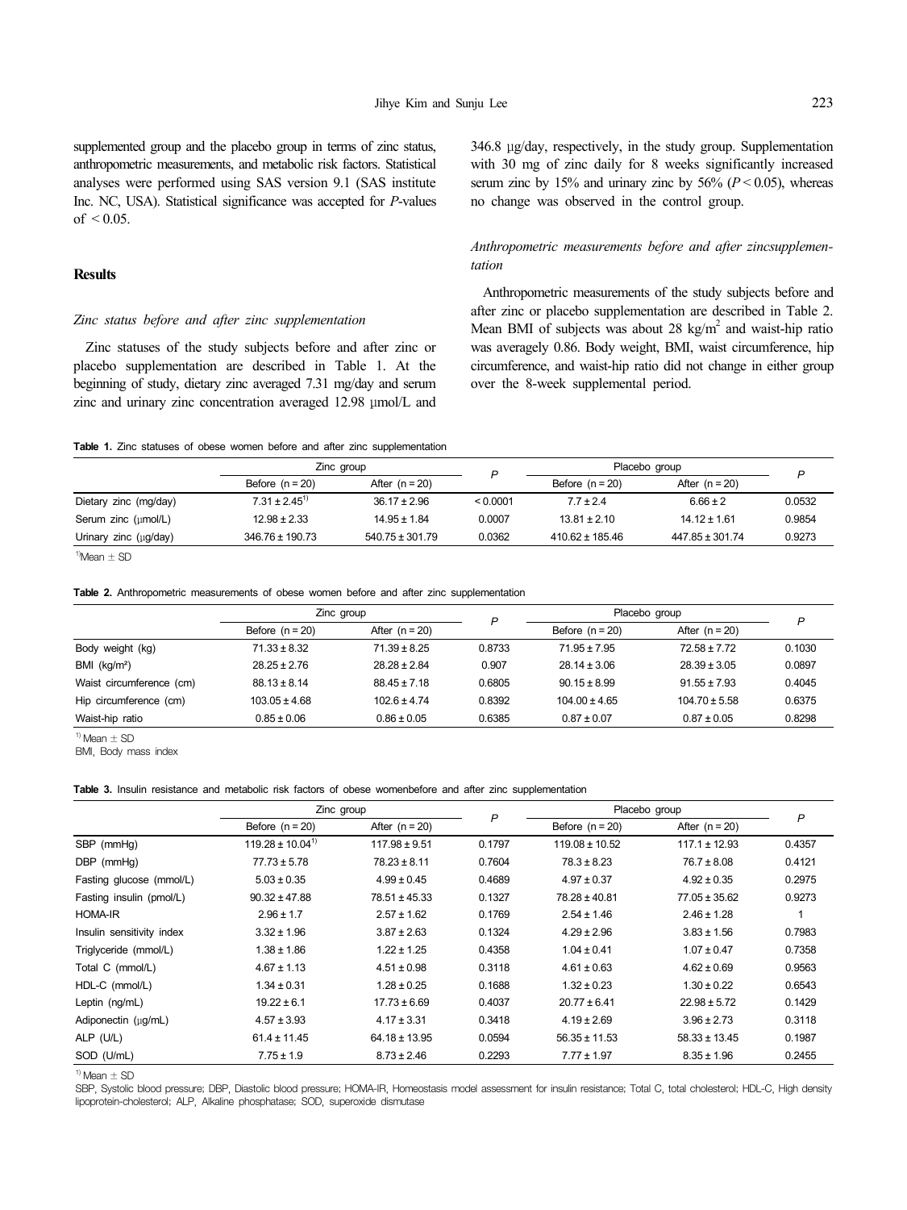supplemented group and the placebo group in terms of zinc status, anthropometric measurements, and metabolic risk factors. Statistical analyses were performed using SAS version 9.1 (SAS institute Inc. NC, USA). Statistical significance was accepted for *P*-values of < 0.05.

## Results

### *Zinc status before and after zinc supplementation*

Zinc statuses of the study subjects before and after zinc or placebo supplementation are described in Table 1. At the beginning of study, dietary zinc averaged 7.31 mg/day and serum zinc and urinary zinc concentration averaged 12.98 μmol/L and 346.8 μg/day, respectively, in the study group. Supplementation with 30 mg of zinc daily for 8 weeks significantly increased serum zinc by 15% and urinary zinc by 56% ($P < 0.05$), whereas no change was observed in the control group.

### *Anthropometric measurements before and after zincsupplementation*

Anthropometric measurements of the study subjects before and after zinc or placebo supplementation are described in Table 2. Mean BMI of subjects was about 28 kg/m$^2$ and waist-hip ratio was averagely 0.86. Body weight, BMI, waist circumference, hip circumference, and waist-hip ratio did not change in either group over the 8-week supplemental period.

**Table 1.** Zinc statuses of obese women before and after zinc supplementation

| | Zinc group | | *P* | Placebo group | | *P* |
|---|---|---|---|---|---|---|
| | Before (n = 20) | After (n = 20) | | Before (n = 20) | After (n = 20) | |
| Dietary zinc (mg/day) | 7.31 ± 2.45[1)] | 36.17 ± 2.96 | < 0.0001 | 7.7 ± 2.4 | 6.66 ± 2 | 0.0532 |
| Serum zinc (μmol/L) | 12.98 ± 2.33 | 14.95 ± 1.84 | 0.0007 | 13.81 ± 2.10 | 14.12 ± 1.61 | 0.9854 |
| Urinary zinc (μg/day) | 346.76 ± 190.73 | 540.75 ± 301.79 | 0.0362 | 410.62 ± 185.46 | 447.85 ± 301.74 | 0.9273 |

[1)]Mean ± SD

**Table 2.** Anthropometric measurements of obese women before and after zinc supplementation

| | Zinc group | | *P* | Placebo group | | *P* |
|---|---|---|---|---|---|---|
| | Before (n = 20) | After (n = 20) | | Before (n = 20) | After (n = 20) | |
| Body weight (kg) | 71.33 ± 8.32 | 71.39 ± 8.25 | 0.8733 | 71.95 ± 7.95 | 72.58 ± 7.72 | 0.1030 |
| BMI (kg/m²) | 28.25 ± 2.76 | 28.28 ± 2.84 | 0.907 | 28.14 ± 3.06 | 28.39 ± 3.05 | 0.0897 |
| Waist circumference (cm) | 88.13 ± 8.14 | 88.45 ± 7.18 | 0.6805 | 90.15 ± 8.99 | 91.55 ± 7.93 | 0.4045 |
| Hip circumference (cm) | 103.05 ± 4.68 | 102.6 ± 4.74 | 0.8392 | 104.00 ± 4.65 | 104.70 ± 5.58 | 0.6375 |
| Waist-hip ratio | 0.85 ± 0.06 | 0.86 ± 0.05 | 0.6385 | 0.87 ± 0.07 | 0.87 ± 0.05 | 0.8298 |

[1)] Mean ± SD

BMI, Body mass index

**Table 3.** Insulin resistance and metabolic risk factors of obese womenbefore and after zinc supplementation

| | Zinc group | | *P* | Placebo group | | *P* |
|---|---|---|---|---|---|---|
| | Before (n = 20) | After (n = 20) | | Before (n = 20) | After (n = 20) | |
| SBP (mmHg) | 119.28 ± 10.04[1)] | 117.98 ± 9.51 | 0.1797 | 119.08 ± 10.52 | 117.1 ± 12.93 | 0.4357 |
| DBP (mmHg) | 77.73 ± 5.78 | 78.23 ± 8.11 | 0.7604 | 78.3 ± 8.23 | 76.7 ± 8.08 | 0.4121 |
| Fasting glucose (mmol/L) | 5.03 ± 0.35 | 4.99 ± 0.45 | 0.4689 | 4.97 ± 0.37 | 4.92 ± 0.35 | 0.2975 |
| Fasting insulin (pmol/L) | 90.32 ± 47.88 | 78.51 ± 45.33 | 0.1327 | 78.28 ± 40.81 | 77.05 ± 35.62 | 0.9273 |
| HOMA-IR | 2.96 ± 1.7 | 2.57 ± 1.62 | 0.1769 | 2.54 ± 1.46 | 2.46 ± 1.28 | 1 |
| Insulin sensitivity index | 3.32 ± 1.96 | 3.87 ± 2.63 | 0.1324 | 4.29 ± 2.96 | 3.83 ± 1.56 | 0.7983 |
| Triglyceride (mmol/L) | 1.38 ± 1.86 | 1.22 ± 1.25 | 0.4358 | 1.04 ± 0.41 | 1.07 ± 0.47 | 0.7358 |
| Total C (mmol/L) | 4.67 ± 1.13 | 4.51 ± 0.98 | 0.3118 | 4.61 ± 0.63 | 4.62 ± 0.69 | 0.9563 |
| HDL-C (mmol/L) | 1.34 ± 0.31 | 1.28 ± 0.25 | 0.1688 | 1.32 ± 0.23 | 1.30 ± 0.22 | 0.6543 |
| Leptin (ng/mL) | 19.22 ± 6.1 | 17.73 ± 6.69 | 0.4037 | 20.77 ± 6.41 | 22.98 ± 5.72 | 0.1429 |
| Adiponectin (μg/mL) | 4.57 ± 3.93 | 4.17 ± 3.31 | 0.3418 | 4.19 ± 2.69 | 3.96 ± 2.73 | 0.3118 |
| ALP (U/L) | 61.4 ± 11.45 | 64.18 ± 13.95 | 0.0594 | 56.35 ± 11.53 | 58.33 ± 13.45 | 0.1987 |
| SOD (U/mL) | 7.75 ± 1.9 | 8.73 ± 2.46 | 0.2293 | 7.77 ± 1.97 | 8.35 ± 1.96 | 0.2455 |

[1)] Mean ± SD

SBP, Systolic blood pressure; DBP, Diastolic blood pressure; HOMA-IR, Homeostasis model assessment for insulin resistance; Total C, total cholesterol; HDL-C, High density lipoprotein-cholesterol; ALP, Alkaline phosphatase; SOD, superoxide dismutase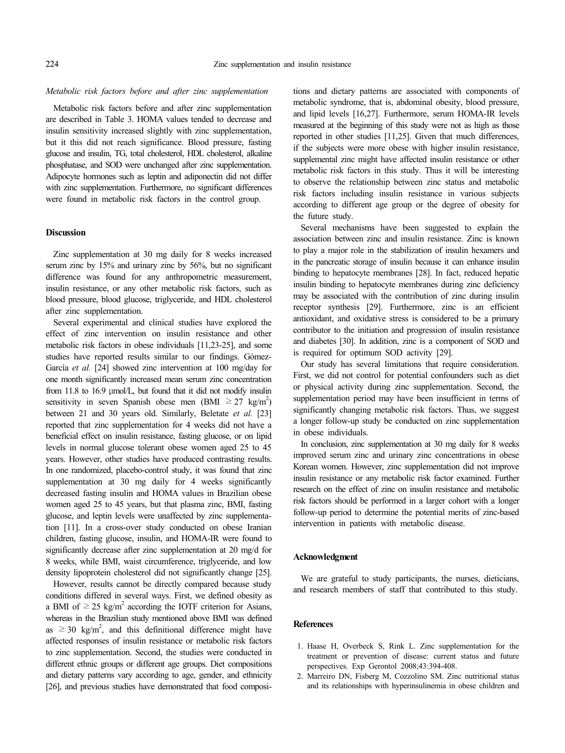*Metabolic risk factors before and after zinc supplementation*

Metabolic risk factors before and after zinc supplementation are described in Table 3. HOMA values tended to decrease and insulin sensitivity increased slightly with zinc supplementation, but it this did not reach significance. Blood pressure, fasting glucose and insulin, TG, total cholesterol, HDL cholesterol, alkaline phosphatase, and SOD were unchanged after zinc supplementation. Adipocyte hormones such as leptin and adiponectin did not differ with zinc supplementation. Furthermore, no significant differences were found in metabolic risk factors in the control group.

## Discussion

Zinc supplementation at 30 mg daily for 8 weeks increased serum zinc by 15% and urinary zinc by 56%, but no significant difference was found for any anthropometric measurement, insulin resistance, or any other metabolic risk factors, such as blood pressure, blood glucose, triglyceride, and HDL cholesterol after zinc supplementation.

Several experimental and clinical studies have explored the effect of zinc intervention on insulin resistance and other metabolic risk factors in obese individuals [11,23-25], and some studies have reported results similar to our findings. Gómez-García *et al.* [24] showed zinc intervention at 100 mg/day for one month significantly increased mean serum zinc concentration from 11.8 to 16.9 μmol/L, but found that it did not modify insulin sensitivity in seven Spanish obese men (BMI $\geq 27$ kg/m$^2$) between 21 and 30 years old. Similarly, Beletate *et al.* [23] reported that zinc supplementation for 4 weeks did not have a beneficial effect on insulin resistance, fasting glucose, or on lipid levels in normal glucose tolerant obese women aged 25 to 45 years. However, other studies have produced contrasting results. In one randomized, placebo-control study, it was found that zinc supplementation at 30 mg daily for 4 weeks significantly decreased fasting insulin and HOMA values in Brazilian obese women aged 25 to 45 years, but that plasma zinc, BMI, fasting glucose, and leptin levels were unaffected by zinc supplementation [11]. In a cross-over study conducted on obese Iranian children, fasting glucose, insulin, and HOMA-IR were found to significantly decrease after zinc supplementation at 20 mg/d for 8 weeks, while BMI, waist circumference, triglyceride, and low density lipoprotein cholesterol did not significantly change [25].

However, results cannot be directly compared because study conditions differed in several ways. First, we defined obesity as a BMI of $\geq 25$ kg/m$^2$ according the IOTF criterion for Asians, whereas in the Brazilian study mentioned above BMI was defined as $\geq 30$ kg/m$^2$, and this definitional difference might have affected responses of insulin resistance or metabolic risk factors to zinc supplementation. Second, the studies were conducted in different ethnic groups or different age groups. Diet compositions and dietary patterns vary according to age, gender, and ethnicity [26], and previous studies have demonstrated that food compositions and dietary patterns are associated with components of metabolic syndrome, that is, abdominal obesity, blood pressure, and lipid levels [16,27]. Furthermore, serum HOMA-IR levels measured at the beginning of this study were not as high as those reported in other studies [11,25]. Given that much differences, if the subjects were more obese with higher insulin resistance, supplemental zinc might have affected insulin resistance or other metabolic risk factors in this study. Thus it will be interesting to observe the relationship between zinc status and metabolic risk factors including insulin resistance in various subjects according to different age group or the degree of obesity for the future study.

Several mechanisms have been suggested to explain the association between zinc and insulin resistance. Zinc is known to play a major role in the stabilization of insulin hexamers and in the pancreatic storage of insulin because it can enhance insulin binding to hepatocyte membranes [28]. In fact, reduced hepatic insulin binding to hepatocyte membranes during zinc deficiency may be associated with the contribution of zinc during insulin receptor synthesis [29]. Furthermore, zinc is an efficient antioxidant, and oxidative stress is considered to be a primary contributor to the initiation and progression of insulin resistance and diabetes [30]. In addition, zinc is a component of SOD and is required for optimum SOD activity [29].

Our study has several limitations that require consideration. First, we did not control for potential confounders such as diet or physical activity during zinc supplementation. Second, the supplementation period may have been insufficient in terms of significantly changing metabolic risk factors. Thus, we suggest a longer follow-up study be conducted on zinc supplementation in obese individuals.

In conclusion, zinc supplementation at 30 mg daily for 8 weeks improved serum zinc and urinary zinc concentrations in obese Korean women. However, zinc supplementation did not improve insulin resistance or any metabolic risk factor examined. Further research on the effect of zinc on insulin resistance and metabolic risk factors should be performed in a larger cohort with a longer follow-up period to determine the potential merits of zinc-based intervention in patients with metabolic disease.

## Acknowledgment

We are grateful to study participants, the nurses, dieticians, and research members of staff that contributed to this study.

## References

1. Haase H, Overbeck S, Rink L. Zinc supplementation for the treatment or prevention of disease: current status and future perspectives. Exp Gerontol 2008;43:394-408.
2. Marreiro DN, Fisberg M, Cozzolino SM. Zinc nutritional status and its relationships with hyperinsulinemia in obese children and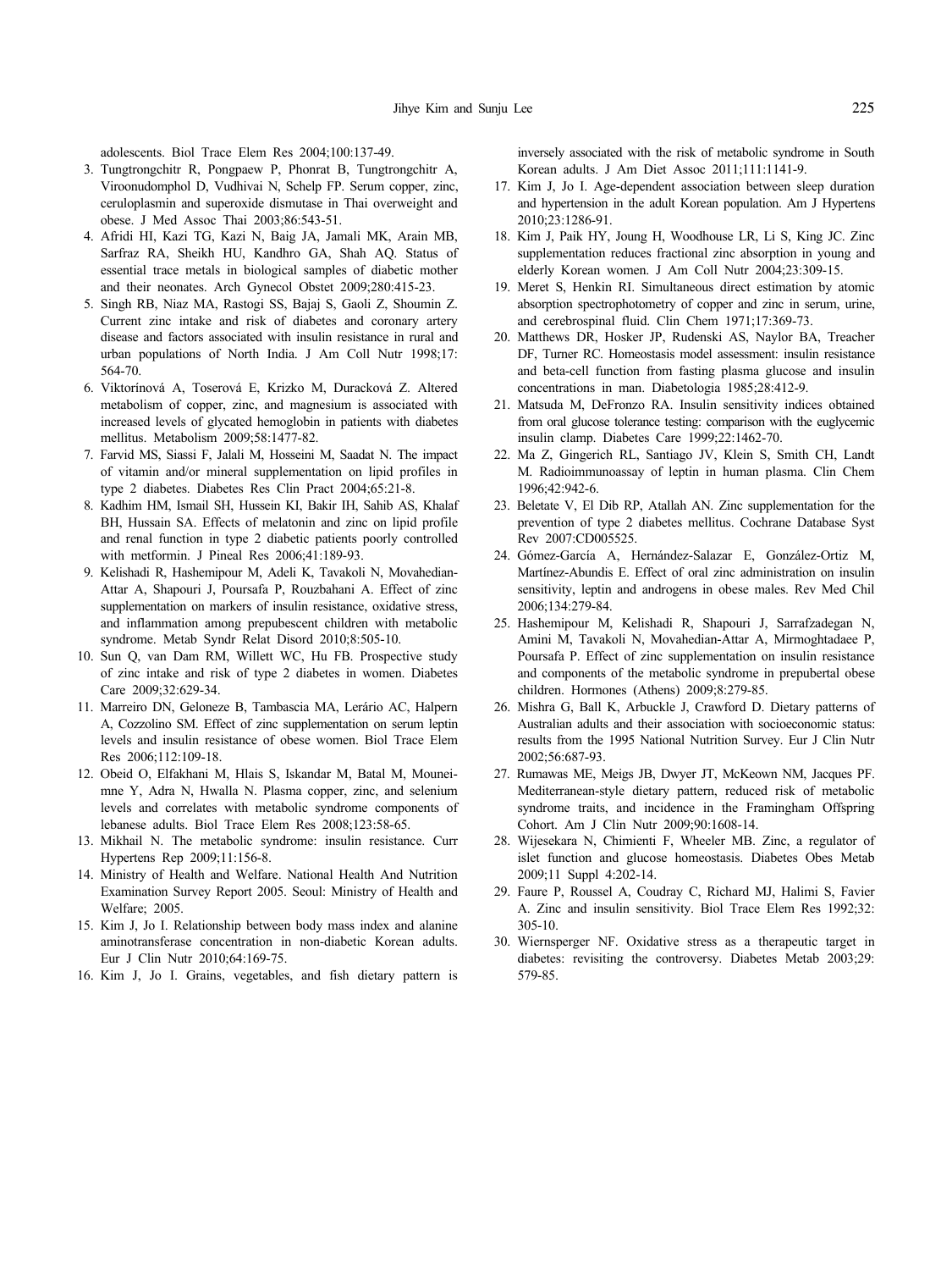adolescents. Biol Trace Elem Res 2004;100:137-49.

3. Tungtrongchitr R, Pongpaew P, Phonrat B, Tungtrongchitr A, Viroonudomphol D, Vudhivai N, Schelp FP. Serum copper, zinc, ceruloplasmin and superoxide dismutase in Thai overweight and obese. J Med Assoc Thai 2003;86:543-51.
4. Afridi HI, Kazi TG, Kazi N, Baig JA, Jamali MK, Arain MB, Sarfraz RA, Sheikh HU, Kandhro GA, Shah AQ. Status of essential trace metals in biological samples of diabetic mother and their neonates. Arch Gynecol Obstet 2009;280:415-23.
5. Singh RB, Niaz MA, Rastogi SS, Bajaj S, Gaoli Z, Shoumin Z. Current zinc intake and risk of diabetes and coronary artery disease and factors associated with insulin resistance in rural and urban populations of North India. J Am Coll Nutr 1998;17:564-70.
6. Viktorínová A, Toserová E, Krizko M, Duracková Z. Altered metabolism of copper, zinc, and magnesium is associated with increased levels of glycated hemoglobin in patients with diabetes mellitus. Metabolism 2009;58:1477-82.
7. Farvid MS, Siassi F, Jalali M, Hosseini M, Saadat N. The impact of vitamin and/or mineral supplementation on lipid profiles in type 2 diabetes. Diabetes Res Clin Pract 2004;65:21-8.
8. Kadhim HM, Ismail SH, Hussein KI, Bakir IH, Sahib AS, Khalaf BH, Hussain SA. Effects of melatonin and zinc on lipid profile and renal function in type 2 diabetic patients poorly controlled with metformin. J Pineal Res 2006;41:189-93.
9. Kelishadi R, Hashemipour M, Adeli K, Tavakoli N, Movahedian-Attar A, Shapouri J, Poursafa P, Rouzbahani A. Effect of zinc supplementation on markers of insulin resistance, oxidative stress, and inflammation among prepubescent children with metabolic syndrome. Metab Syndr Relat Disord 2010;8:505-10.
10. Sun Q, van Dam RM, Willett WC, Hu FB. Prospective study of zinc intake and risk of type 2 diabetes in women. Diabetes Care 2009;32:629-34.
11. Marreiro DN, Geloneze B, Tambascia MA, Lerário AC, Halpern A, Cozzolino SM. Effect of zinc supplementation on serum leptin levels and insulin resistance of obese women. Biol Trace Elem Res 2006;112:109-18.
12. Obeid O, Elfakhani M, Hlais S, Iskandar M, Batal M, Mouneimne Y, Adra N, Hwalla N. Plasma copper, zinc, and selenium levels and correlates with metabolic syndrome components of lebanese adults. Biol Trace Elem Res 2008;123:58-65.
13. Mikhail N. The metabolic syndrome: insulin resistance. Curr Hypertens Rep 2009;11:156-8.
14. Ministry of Health and Welfare. National Health And Nutrition Examination Survey Report 2005. Seoul: Ministry of Health and Welfare; 2005.
15. Kim J, Jo I. Relationship between body mass index and alanine aminotransferase concentration in non-diabetic Korean adults. Eur J Clin Nutr 2010;64:169-75.
16. Kim J, Jo I. Grains, vegetables, and fish dietary pattern is inversely associated with the risk of metabolic syndrome in South Korean adults. J Am Diet Assoc 2011;111:1141-9.
17. Kim J, Jo I. Age-dependent association between sleep duration and hypertension in the adult Korean population. Am J Hypertens 2010;23:1286-91.
18. Kim J, Paik HY, Joung H, Woodhouse LR, Li S, King JC. Zinc supplementation reduces fractional zinc absorption in young and elderly Korean women. J Am Coll Nutr 2004;23:309-15.
19. Meret S, Henkin RI. Simultaneous direct estimation by atomic absorption spectrophotometry of copper and zinc in serum, urine, and cerebrospinal fluid. Clin Chem 1971;17:369-73.
20. Matthews DR, Hosker JP, Rudenski AS, Naylor BA, Treacher DF, Turner RC. Homeostasis model assessment: insulin resistance and beta-cell function from fasting plasma glucose and insulin concentrations in man. Diabetologia 1985;28:412-9.
21. Matsuda M, DeFronzo RA. Insulin sensitivity indices obtained from oral glucose tolerance testing: comparison with the euglycemic insulin clamp. Diabetes Care 1999;22:1462-70.
22. Ma Z, Gingerich RL, Santiago JV, Klein S, Smith CH, Landt M. Radioimmunoassay of leptin in human plasma. Clin Chem 1996;42:942-6.
23. Beletate V, El Dib RP, Atallah AN. Zinc supplementation for the prevention of type 2 diabetes mellitus. Cochrane Database Syst Rev 2007:CD005525.
24. Gómez-García A, Hernández-Salazar E, González-Ortiz M, Martínez-Abundis E. Effect of oral zinc administration on insulin sensitivity, leptin and androgens in obese males. Rev Med Chil 2006;134:279-84.
25. Hashemipour M, Kelishadi R, Shapouri J, Sarrafzadegan N, Amini M, Tavakoli N, Movahedian-Attar A, Mirmoghtadaee P, Poursafa P. Effect of zinc supplementation on insulin resistance and components of the metabolic syndrome in prepubertal obese children. Hormones (Athens) 2009;8:279-85.
26. Mishra G, Ball K, Arbuckle J, Crawford D. Dietary patterns of Australian adults and their association with socioeconomic status: results from the 1995 National Nutrition Survey. Eur J Clin Nutr 2002;56:687-93.
27. Rumawas ME, Meigs JB, Dwyer JT, McKeown NM, Jacques PF. Mediterranean-style dietary pattern, reduced risk of metabolic syndrome traits, and incidence in the Framingham Offspring Cohort. Am J Clin Nutr 2009;90:1608-14.
28. Wijesekara N, Chimienti F, Wheeler MB. Zinc, a regulator of islet function and glucose homeostasis. Diabetes Obes Metab 2009;11 Suppl 4:202-14.
29. Faure P, Roussel A, Coudray C, Richard MJ, Halimi S, Favier A. Zinc and insulin sensitivity. Biol Trace Elem Res 1992;32:305-10.
30. Wiernsperger NF. Oxidative stress as a therapeutic target in diabetes: revisiting the controversy. Diabetes Metab 2003;29:579-85.